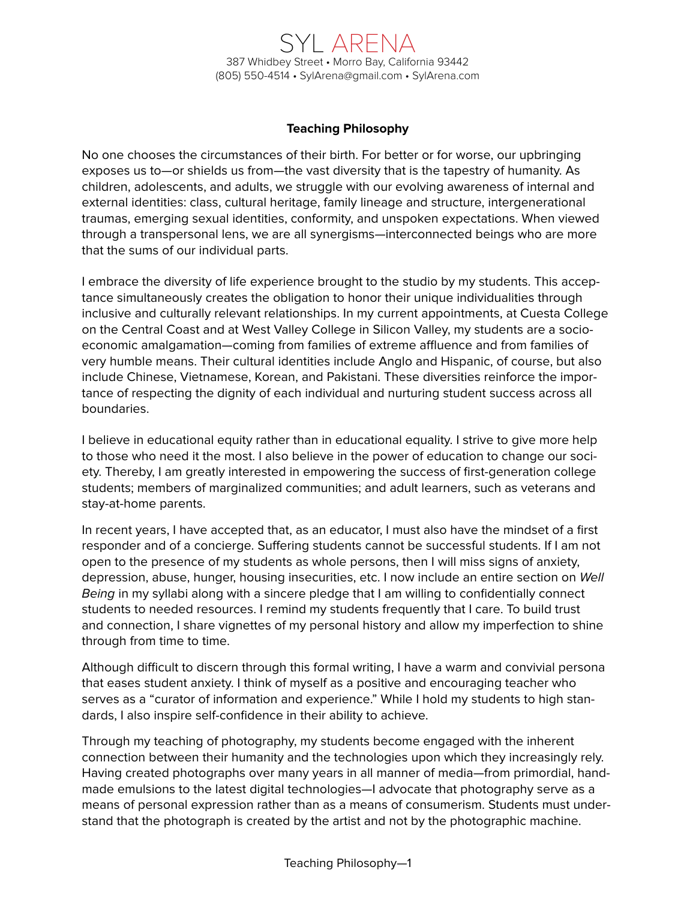# SYL ARENA

387 Whidbey Street • Morro Bay, California 93442
(805) 550-4514 • SylArena@gmail.com • SylArena.com

## Teaching Philosophy

No one chooses the circumstances of their birth. For better or for worse, our upbringing exposes us to—or shields us from—the vast diversity that is the tapestry of humanity. As children, adolescents, and adults, we struggle with our evolving awareness of internal and external identities: class, cultural heritage, family lineage and structure, intergenerational traumas, emerging sexual identities, conformity, and unspoken expectations. When viewed through a transpersonal lens, we are all synergisms—interconnected beings who are more that the sums of our individual parts.

I embrace the diversity of life experience brought to the studio by my students. This acceptance simultaneously creates the obligation to honor their unique individualities through inclusive and culturally relevant relationships. In my current appointments, at Cuesta College on the Central Coast and at West Valley College in Silicon Valley, my students are a socioeconomic amalgamation—coming from families of extreme affluence and from families of very humble means. Their cultural identities include Anglo and Hispanic, of course, but also include Chinese, Vietnamese, Korean, and Pakistani. These diversities reinforce the importance of respecting the dignity of each individual and nurturing student success across all boundaries.

I believe in educational equity rather than in educational equality. I strive to give more help to those who need it the most. I also believe in the power of education to change our society. Thereby, I am greatly interested in empowering the success of first-generation college students; members of marginalized communities; and adult learners, such as veterans and stay-at-home parents.

In recent years, I have accepted that, as an educator, I must also have the mindset of a first responder and of a concierge. Suffering students cannot be successful students. If I am not open to the presence of my students as whole persons, then I will miss signs of anxiety, depression, abuse, hunger, housing insecurities, etc. I now include an entire section on *Well Being* in my syllabi along with a sincere pledge that I am willing to confidentially connect students to needed resources. I remind my students frequently that I care. To build trust and connection, I share vignettes of my personal history and allow my imperfection to shine through from time to time.

Although difficult to discern through this formal writing, I have a warm and convivial persona that eases student anxiety. I think of myself as a positive and encouraging teacher who serves as a "curator of information and experience." While I hold my students to high standards, I also inspire self-confidence in their ability to achieve.

Through my teaching of photography, my students become engaged with the inherent connection between their humanity and the technologies upon which they increasingly rely. Having created photographs over many years in all manner of media—from primordial, handmade emulsions to the latest digital technologies—I advocate that photography serve as a means of personal expression rather than as a means of consumerism. Students must understand that the photograph is created by the artist and not by the photographic machine.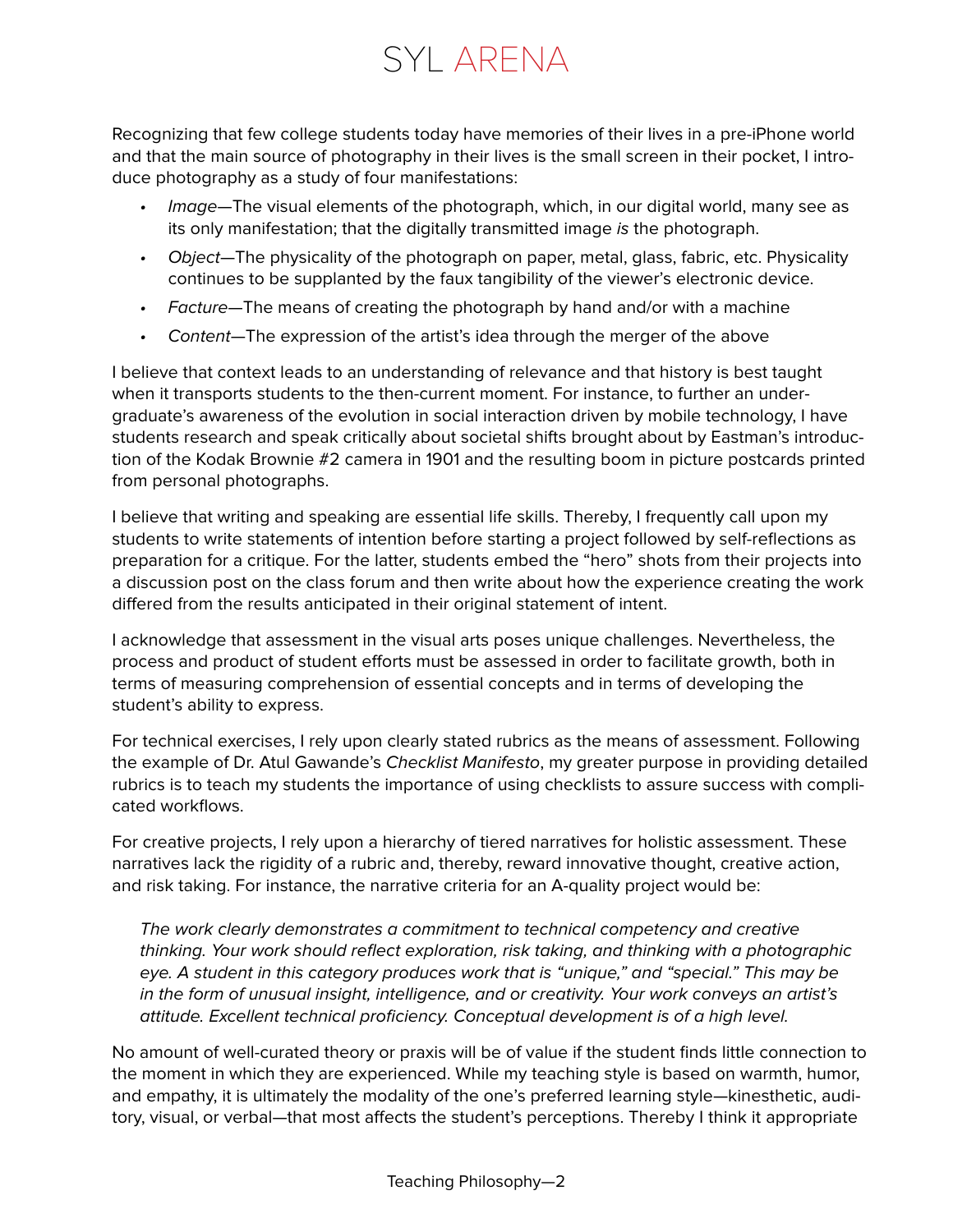Recognizing that few college students today have memories of their lives in a pre-iPhone world and that the main source of photography in their lives is the small screen in their pocket, I introduce photography as a study of four manifestations:

- *Image*—The visual elements of the photograph, which, in our digital world, many see as its only manifestation; that the digitally transmitted image *is* the photograph.
- *Object*—The physicality of the photograph on paper, metal, glass, fabric, etc. Physicality continues to be supplanted by the faux tangibility of the viewer's electronic device.
- *Facture*—The means of creating the photograph by hand and/or with a machine
- *Content*—The expression of the artist's idea through the merger of the above

I believe that context leads to an understanding of relevance and that history is best taught when it transports students to the then-current moment. For instance, to further an undergraduate's awareness of the evolution in social interaction driven by mobile technology, I have students research and speak critically about societal shifts brought about by Eastman's introduction of the Kodak Brownie #2 camera in 1901 and the resulting boom in picture postcards printed from personal photographs.

I believe that writing and speaking are essential life skills. Thereby, I frequently call upon my students to write statements of intention before starting a project followed by self-reflections as preparation for a critique. For the latter, students embed the "hero" shots from their projects into a discussion post on the class forum and then write about how the experience creating the work differed from the results anticipated in their original statement of intent.

I acknowledge that assessment in the visual arts poses unique challenges. Nevertheless, the process and product of student efforts must be assessed in order to facilitate growth, both in terms of measuring comprehension of essential concepts and in terms of developing the student's ability to express.

For technical exercises, I rely upon clearly stated rubrics as the means of assessment. Following the example of Dr. Atul Gawande's *Checklist Manifesto*, my greater purpose in providing detailed rubrics is to teach my students the importance of using checklists to assure success with complicated workflows.

For creative projects, I rely upon a hierarchy of tiered narratives for holistic assessment. These narratives lack the rigidity of a rubric and, thereby, reward innovative thought, creative action, and risk taking. For instance, the narrative criteria for an A-quality project would be:

> *The work clearly demonstrates a commitment to technical competency and creative thinking. Your work should reflect exploration, risk taking, and thinking with a photographic eye. A student in this category produces work that is "unique," and "special." This may be in the form of unusual insight, intelligence, and or creativity. Your work conveys an artist's attitude. Excellent technical proficiency. Conceptual development is of a high level.*

No amount of well-curated theory or praxis will be of value if the student finds little connection to the moment in which they are experienced. While my teaching style is based on warmth, humor, and empathy, it is ultimately the modality of the one's preferred learning style—kinesthetic, auditory, visual, or verbal—that most affects the student's perceptions. Thereby I think it appropriate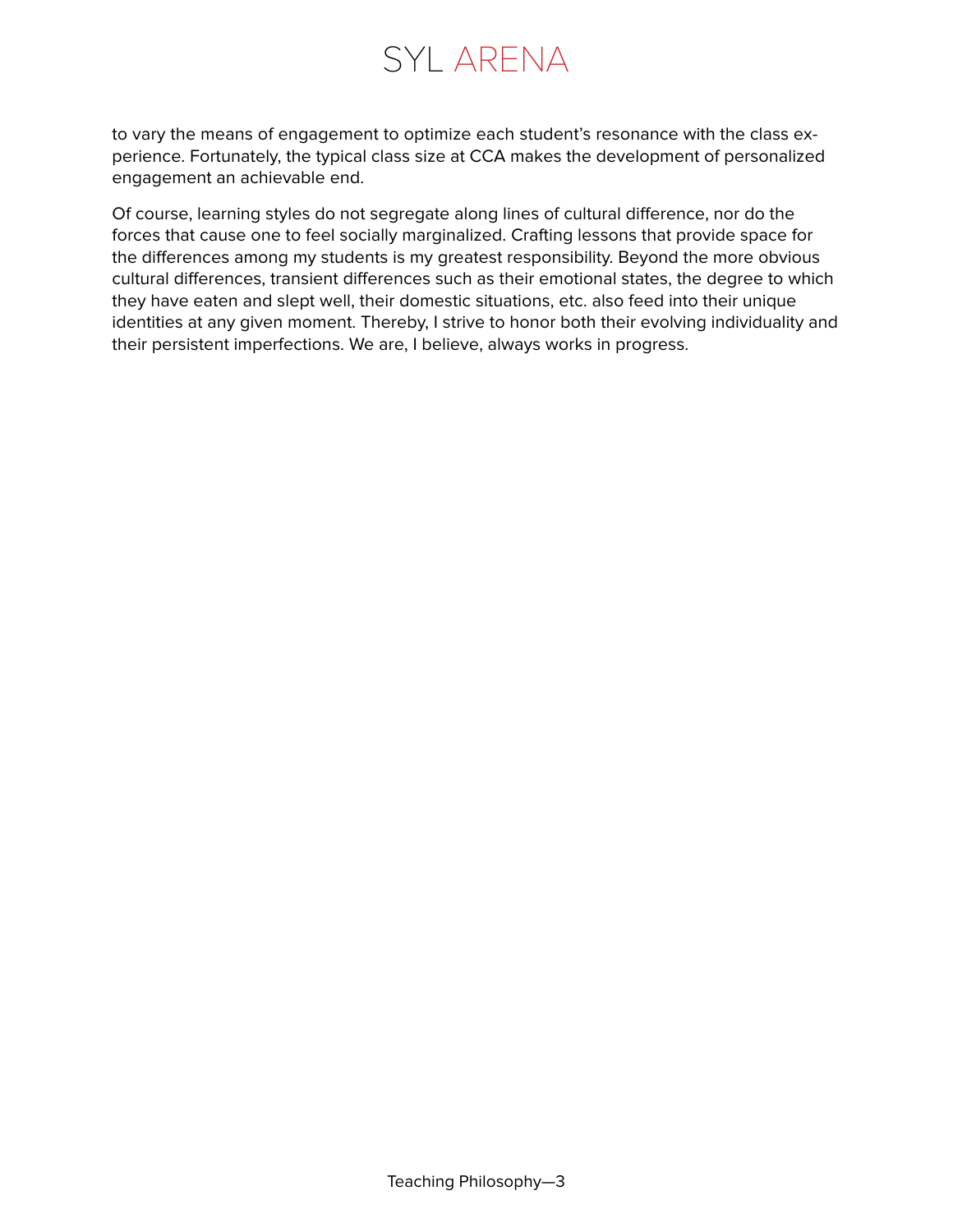to vary the means of engagement to optimize each student's resonance with the class experience. Fortunately, the typical class size at CCA makes the development of personalized engagement an achievable end.

Of course, learning styles do not segregate along lines of cultural difference, nor do the forces that cause one to feel socially marginalized. Crafting lessons that provide space for the differences among my students is my greatest responsibility. Beyond the more obvious cultural differences, transient differences such as their emotional states, the degree to which they have eaten and slept well, their domestic situations, etc. also feed into their unique identities at any given moment. Thereby, I strive to honor both their evolving individuality and their persistent imperfections. We are, I believe, always works in progress.